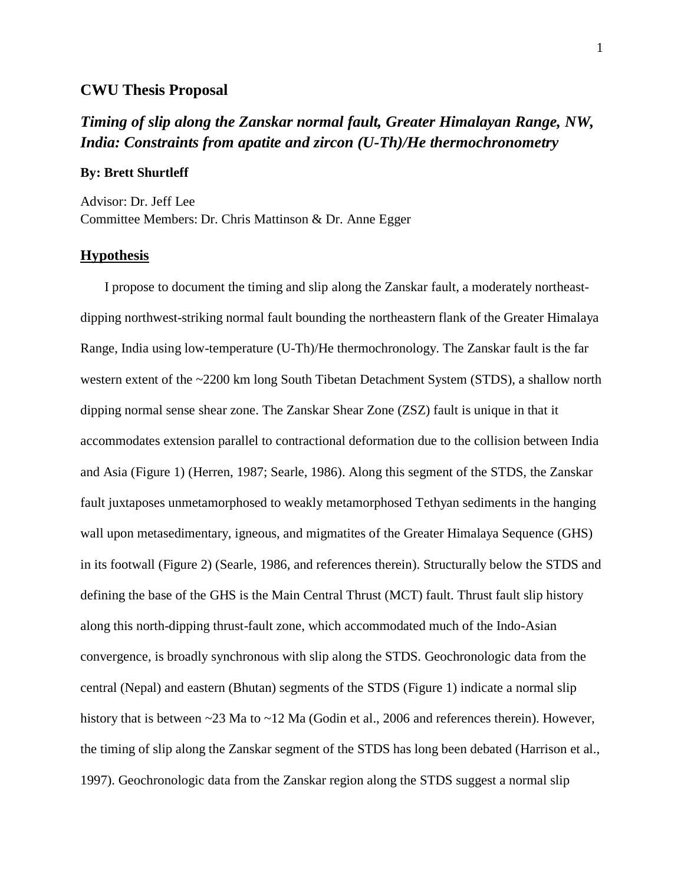## CWU Thesis Proposal

### *Timing of slip along the Zanskar normal fault, Greater Himalayan Range, NW, India: Constraints from apatite and zircon (U-Th)/He thermochronometry*

**By: Brett Shurtleff**

Advisor: Dr. Jeff Lee
Committee Members: Dr. Chris Mattinson & Dr. Anne Egger

## Hypothesis

I propose to document the timing and slip along the Zanskar fault, a moderately northeast-dipping northwest-striking normal fault bounding the northeastern flank of the Greater Himalaya Range, India using low-temperature (U-Th)/He thermochronology. The Zanskar fault is the far western extent of the ~2200 km long South Tibetan Detachment System (STDS), a shallow north dipping normal sense shear zone. The Zanskar Shear Zone (ZSZ) fault is unique in that it accommodates extension parallel to contractional deformation due to the collision between India and Asia (Figure 1) (Herren, 1987; Searle, 1986). Along this segment of the STDS, the Zanskar fault juxtaposes unmetamorphosed to weakly metamorphosed Tethyan sediments in the hanging wall upon metasedimentary, igneous, and migmatites of the Greater Himalaya Sequence (GHS) in its footwall (Figure 2) (Searle, 1986, and references therein). Structurally below the STDS and defining the base of the GHS is the Main Central Thrust (MCT) fault. Thrust fault slip history along this north-dipping thrust-fault zone, which accommodated much of the Indo-Asian convergence, is broadly synchronous with slip along the STDS. Geochronologic data from the central (Nepal) and eastern (Bhutan) segments of the STDS (Figure 1) indicate a normal slip history that is between ~23 Ma to ~12 Ma (Godin et al., 2006 and references therein). However, the timing of slip along the Zanskar segment of the STDS has long been debated (Harrison et al., 1997). Geochronologic data from the Zanskar region along the STDS suggest a normal slip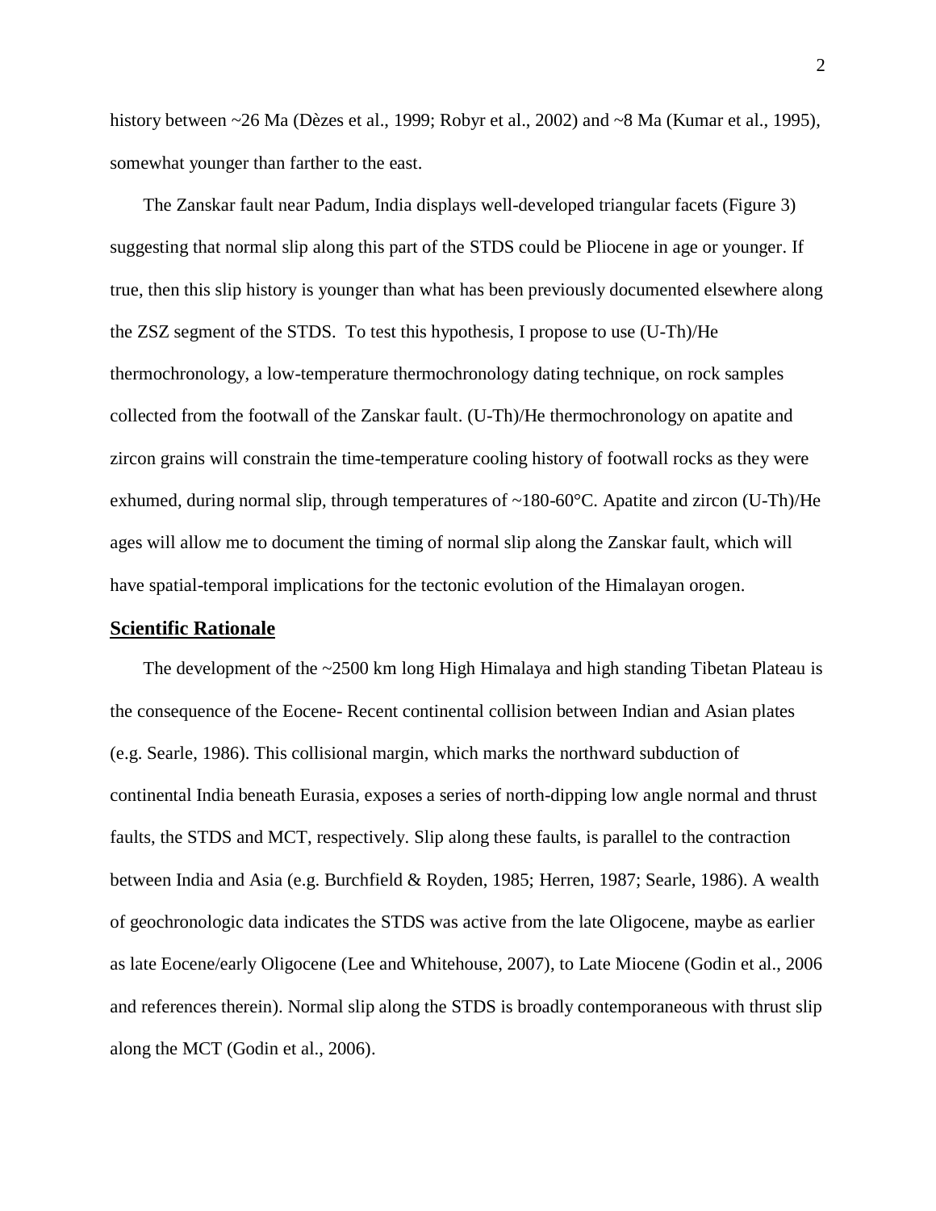history between ~26 Ma (Dèzes et al., 1999; Robyr et al., 2002) and ~8 Ma (Kumar et al., 1995), somewhat younger than farther to the east.

The Zanskar fault near Padum, India displays well-developed triangular facets (Figure 3) suggesting that normal slip along this part of the STDS could be Pliocene in age or younger. If true, then this slip history is younger than what has been previously documented elsewhere along the ZSZ segment of the STDS. To test this hypothesis, I propose to use (U-Th)/He thermochronology, a low-temperature thermochronology dating technique, on rock samples collected from the footwall of the Zanskar fault. (U-Th)/He thermochronology on apatite and zircon grains will constrain the time-temperature cooling history of footwall rocks as they were exhumed, during normal slip, through temperatures of ~180-60°C. Apatite and zircon (U-Th)/He ages will allow me to document the timing of normal slip along the Zanskar fault, which will have spatial-temporal implications for the tectonic evolution of the Himalayan orogen.

## Scientific Rationale

The development of the ~2500 km long High Himalaya and high standing Tibetan Plateau is the consequence of the Eocene- Recent continental collision between Indian and Asian plates (e.g. Searle, 1986). This collisional margin, which marks the northward subduction of continental India beneath Eurasia, exposes a series of north-dipping low angle normal and thrust faults, the STDS and MCT, respectively. Slip along these faults, is parallel to the contraction between India and Asia (e.g. Burchfield & Royden, 1985; Herren, 1987; Searle, 1986). A wealth of geochronologic data indicates the STDS was active from the late Oligocene, maybe as earlier as late Eocene/early Oligocene (Lee and Whitehouse, 2007), to Late Miocene (Godin et al., 2006 and references therein). Normal slip along the STDS is broadly contemporaneous with thrust slip along the MCT (Godin et al., 2006).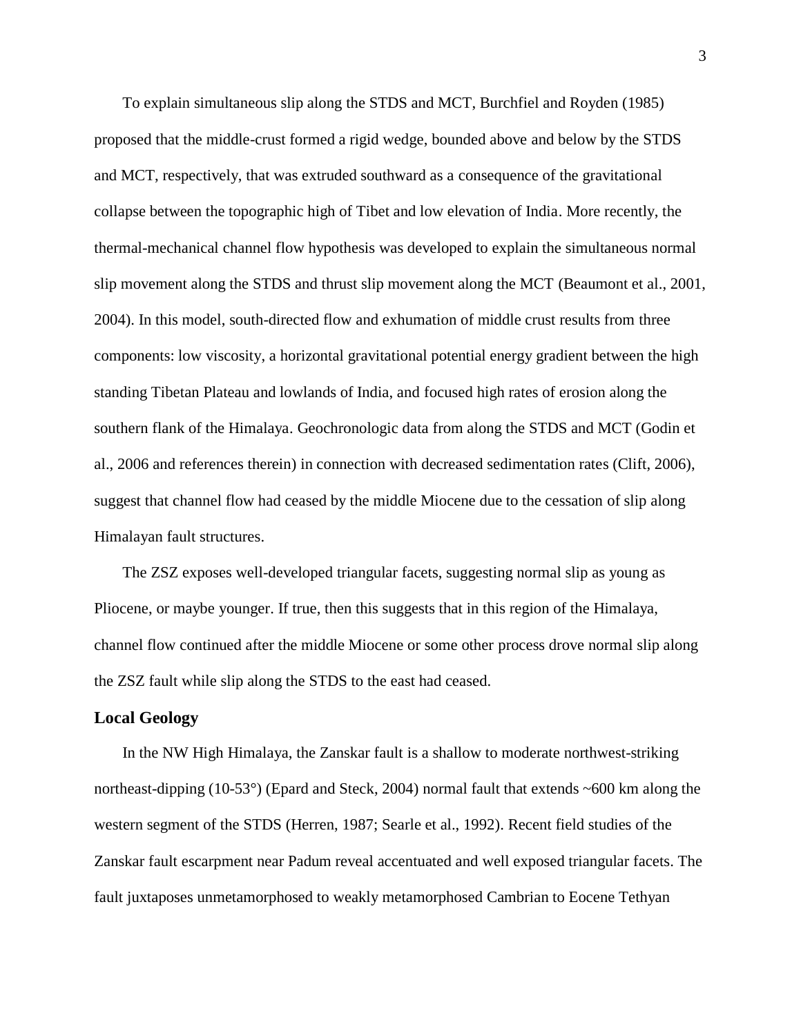To explain simultaneous slip along the STDS and MCT, Burchfiel and Royden (1985) proposed that the middle-crust formed a rigid wedge, bounded above and below by the STDS and MCT, respectively, that was extruded southward as a consequence of the gravitational collapse between the topographic high of Tibet and low elevation of India. More recently, the thermal-mechanical channel flow hypothesis was developed to explain the simultaneous normal slip movement along the STDS and thrust slip movement along the MCT (Beaumont et al., 2001, 2004). In this model, south-directed flow and exhumation of middle crust results from three components: low viscosity, a horizontal gravitational potential energy gradient between the high standing Tibetan Plateau and lowlands of India, and focused high rates of erosion along the southern flank of the Himalaya. Geochronologic data from along the STDS and MCT (Godin et al., 2006 and references therein) in connection with decreased sedimentation rates (Clift, 2006), suggest that channel flow had ceased by the middle Miocene due to the cessation of slip along Himalayan fault structures.

The ZSZ exposes well-developed triangular facets, suggesting normal slip as young as Pliocene, or maybe younger. If true, then this suggests that in this region of the Himalaya, channel flow continued after the middle Miocene or some other process drove normal slip along the ZSZ fault while slip along the STDS to the east had ceased.

## Local Geology

In the NW High Himalaya, the Zanskar fault is a shallow to moderate northwest-striking northeast-dipping (10-53°) (Epard and Steck, 2004) normal fault that extends ~600 km along the western segment of the STDS (Herren, 1987; Searle et al., 1992). Recent field studies of the Zanskar fault escarpment near Padum reveal accentuated and well exposed triangular facets. The fault juxtaposes unmetamorphosed to weakly metamorphosed Cambrian to Eocene Tethyan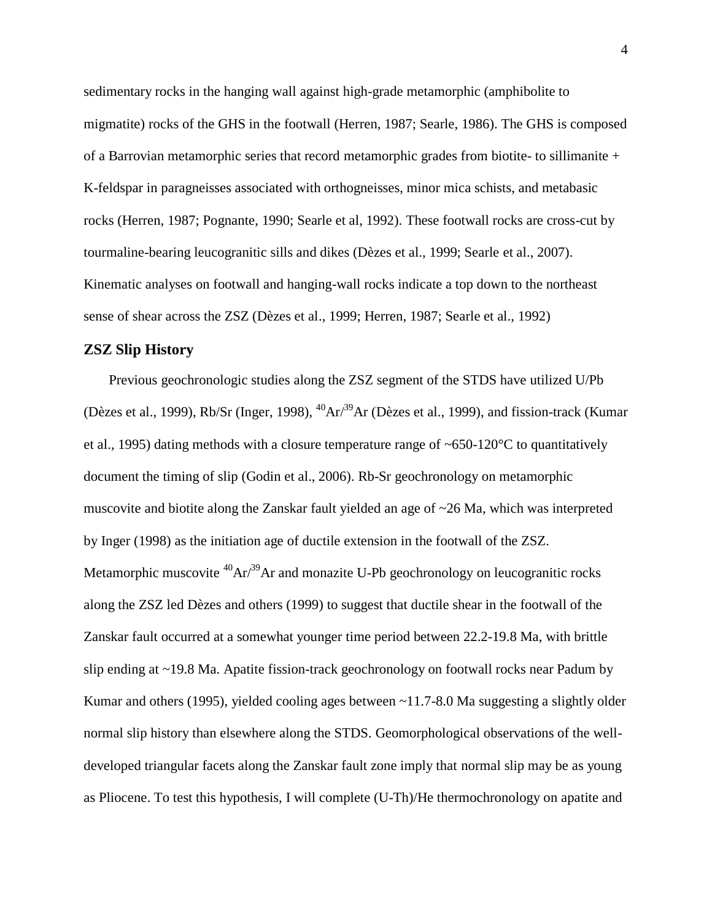sedimentary rocks in the hanging wall against high-grade metamorphic (amphibolite to migmatite) rocks of the GHS in the footwall (Herren, 1987; Searle, 1986). The GHS is composed of a Barrovian metamorphic series that record metamorphic grades from biotite- to sillimanite + K-feldspar in paragneisses associated with orthogneisses, minor mica schists, and metabasic rocks (Herren, 1987; Pognante, 1990; Searle et al, 1992). These footwall rocks are cross-cut by tourmaline-bearing leucogranitic sills and dikes (Dèzes et al., 1999; Searle et al., 2007). Kinematic analyses on footwall and hanging-wall rocks indicate a top down to the northeast sense of shear across the ZSZ (Dèzes et al., 1999; Herren, 1987; Searle et al., 1992)

### ZSZ Slip History

Previous geochronologic studies along the ZSZ segment of the STDS have utilized U/Pb (Dèzes et al., 1999), Rb/Sr (Inger, 1998), $^{40}Ar/^{39}Ar$ (Dèzes et al., 1999), and fission-track (Kumar et al., 1995) dating methods with a closure temperature range of ~650-120°C to quantitatively document the timing of slip (Godin et al., 2006). Rb-Sr geochronology on metamorphic muscovite and biotite along the Zanskar fault yielded an age of ~26 Ma, which was interpreted by Inger (1998) as the initiation age of ductile extension in the footwall of the ZSZ. Metamorphic muscovite $^{40}Ar/^{39}Ar$ and monazite U-Pb geochronology on leucogranitic rocks along the ZSZ led Dèzes and others (1999) to suggest that ductile shear in the footwall of the Zanskar fault occurred at a somewhat younger time period between 22.2-19.8 Ma, with brittle slip ending at ~19.8 Ma. Apatite fission-track geochronology on footwall rocks near Padum by Kumar and others (1995), yielded cooling ages between ~11.7-8.0 Ma suggesting a slightly older normal slip history than elsewhere along the STDS. Geomorphological observations of the well-developed triangular facets along the Zanskar fault zone imply that normal slip may be as young as Pliocene. To test this hypothesis, I will complete (U-Th)/He thermochronology on apatite and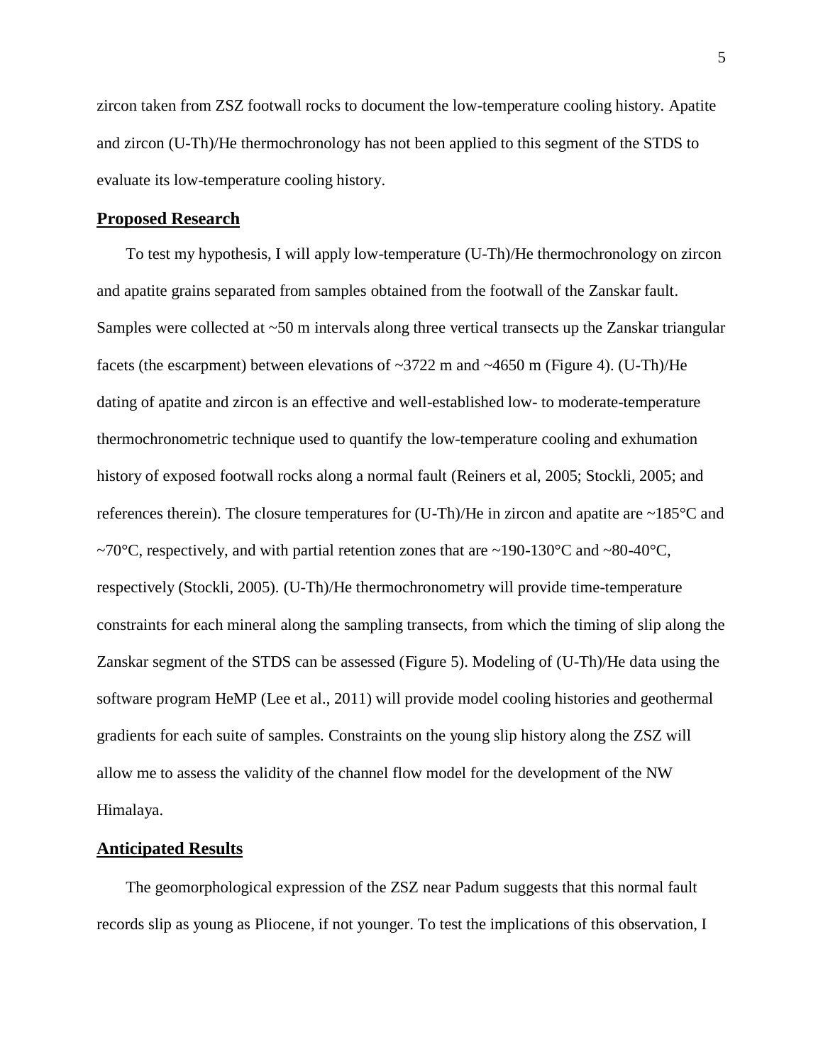zircon taken from ZSZ footwall rocks to document the low-temperature cooling history. Apatite and zircon (U-Th)/He thermochronology has not been applied to this segment of the STDS to evaluate its low-temperature cooling history.

## Proposed Research

To test my hypothesis, I will apply low-temperature (U-Th)/He thermochronology on zircon and apatite grains separated from samples obtained from the footwall of the Zanskar fault. Samples were collected at ~50 m intervals along three vertical transects up the Zanskar triangular facets (the escarpment) between elevations of ~3722 m and ~4650 m (Figure 4). (U-Th)/He dating of apatite and zircon is an effective and well-established low- to moderate-temperature thermochronometric technique used to quantify the low-temperature cooling and exhumation history of exposed footwall rocks along a normal fault (Reiners et al, 2005; Stockli, 2005; and references therein). The closure temperatures for (U-Th)/He in zircon and apatite are ~185°C and ~70°C, respectively, and with partial retention zones that are ~190-130°C and ~80-40°C, respectively (Stockli, 2005). (U-Th)/He thermochronometry will provide time-temperature constraints for each mineral along the sampling transects, from which the timing of slip along the Zanskar segment of the STDS can be assessed (Figure 5). Modeling of (U-Th)/He data using the software program HeMP (Lee et al., 2011) will provide model cooling histories and geothermal gradients for each suite of samples. Constraints on the young slip history along the ZSZ will allow me to assess the validity of the channel flow model for the development of the NW Himalaya.

## Anticipated Results

The geomorphological expression of the ZSZ near Padum suggests that this normal fault records slip as young as Pliocene, if not younger. To test the implications of this observation, I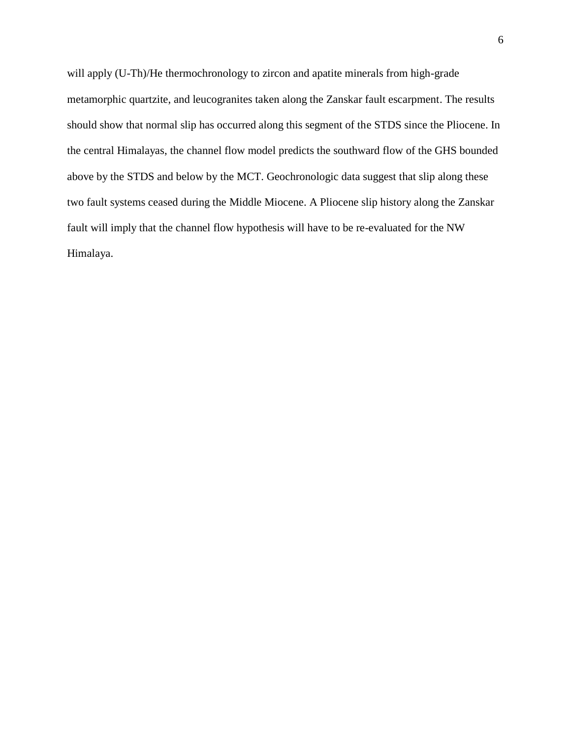will apply (U-Th)/He thermochronology to zircon and apatite minerals from high-grade metamorphic quartzite, and leucogranites taken along the Zanskar fault escarpment. The results should show that normal slip has occurred along this segment of the STDS since the Pliocene. In the central Himalayas, the channel flow model predicts the southward flow of the GHS bounded above by the STDS and below by the MCT. Geochronologic data suggest that slip along these two fault systems ceased during the Middle Miocene. A Pliocene slip history along the Zanskar fault will imply that the channel flow hypothesis will have to be re-evaluated for the NW Himalaya.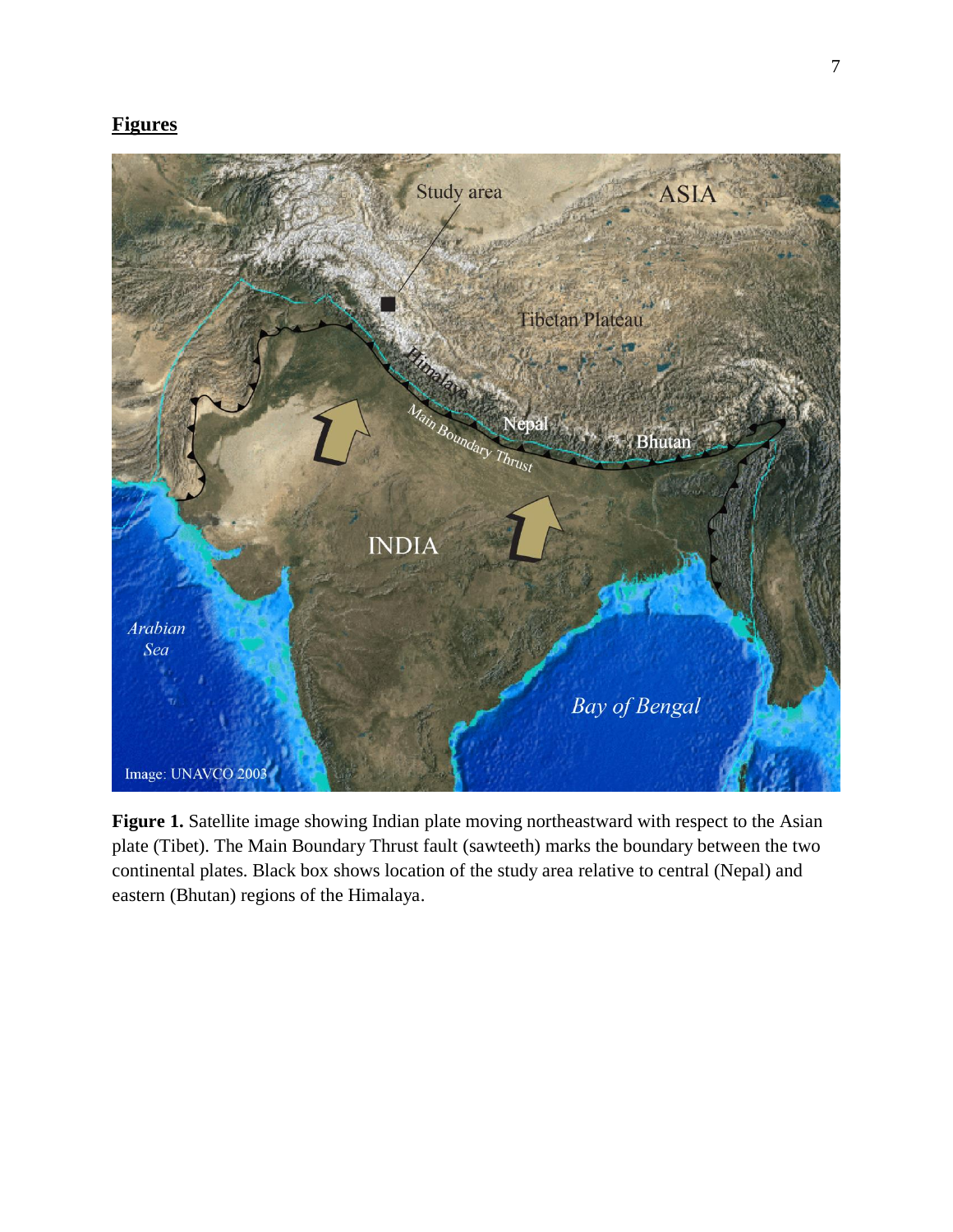## Figures

**Figure 1.** Satellite image showing Indian plate moving northeastward with respect to the Asian plate (Tibet). The Main Boundary Thrust fault (sawteeth) marks the boundary between the two continental plates. Black box shows location of the study area relative to central (Nepal) and eastern (Bhutan) regions of the Himalaya.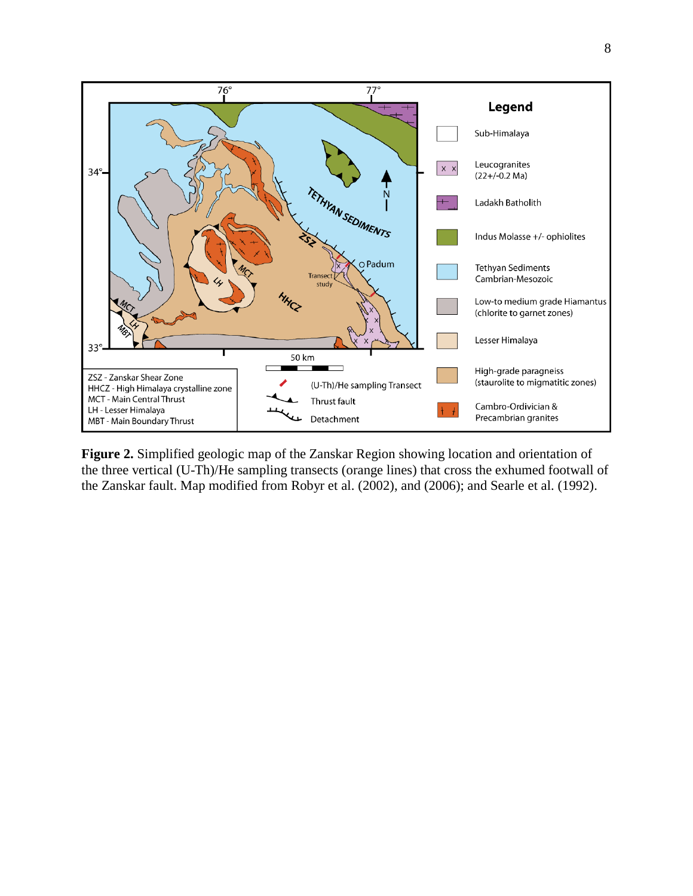**Figure 2.** Simplified geologic map of the Zanskar Region showing location and orientation of the three vertical (U-Th)/He sampling transects (orange lines) that cross the exhumed footwall of the Zanskar fault. Map modified from Robyr et al. (2002), and (2006); and Searle et al. (1992).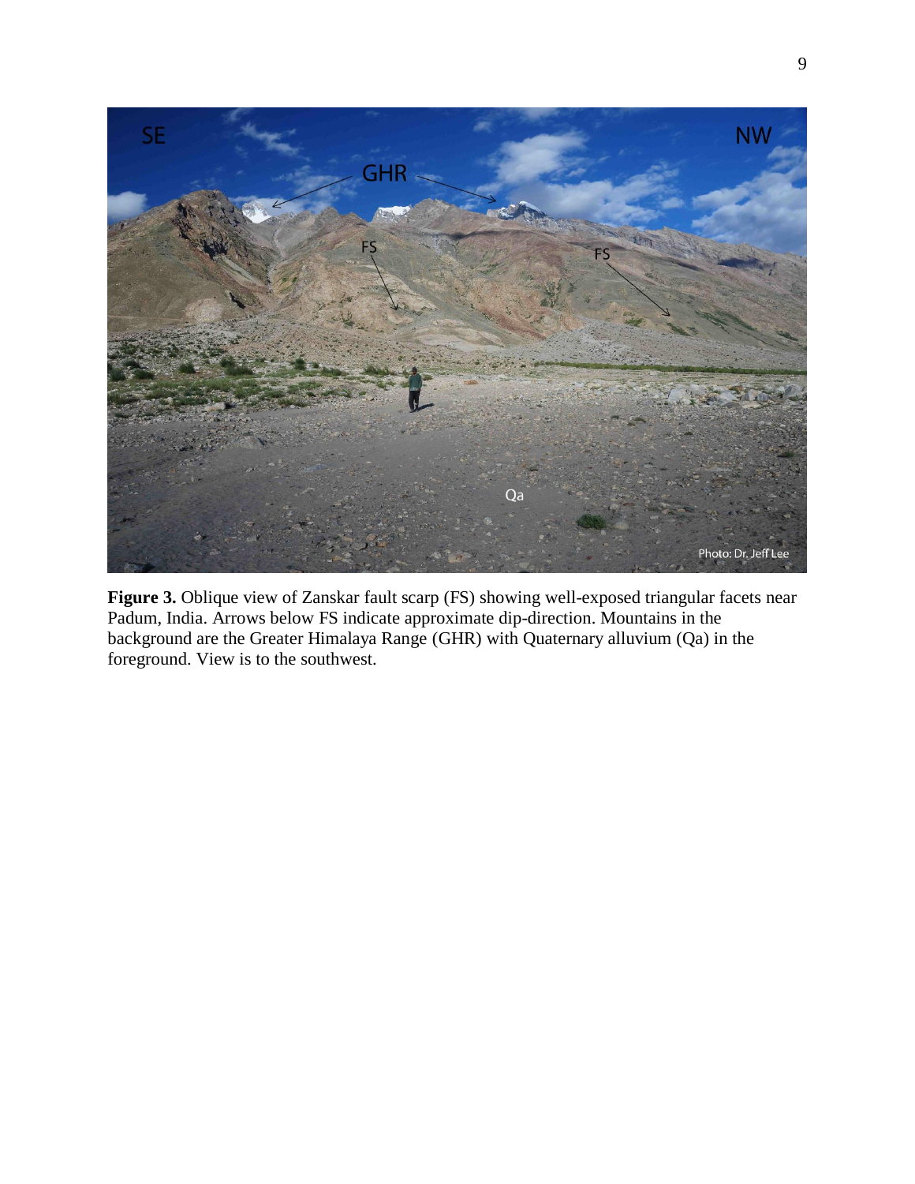**Figure 3.** Oblique view of Zanskar fault scarp (FS) showing well-exposed triangular facets near Padum, India. Arrows below FS indicate approximate dip-direction. Mountains in the background are the Greater Himalaya Range (GHR) with Quaternary alluvium (Qa) in the foreground. View is to the southwest.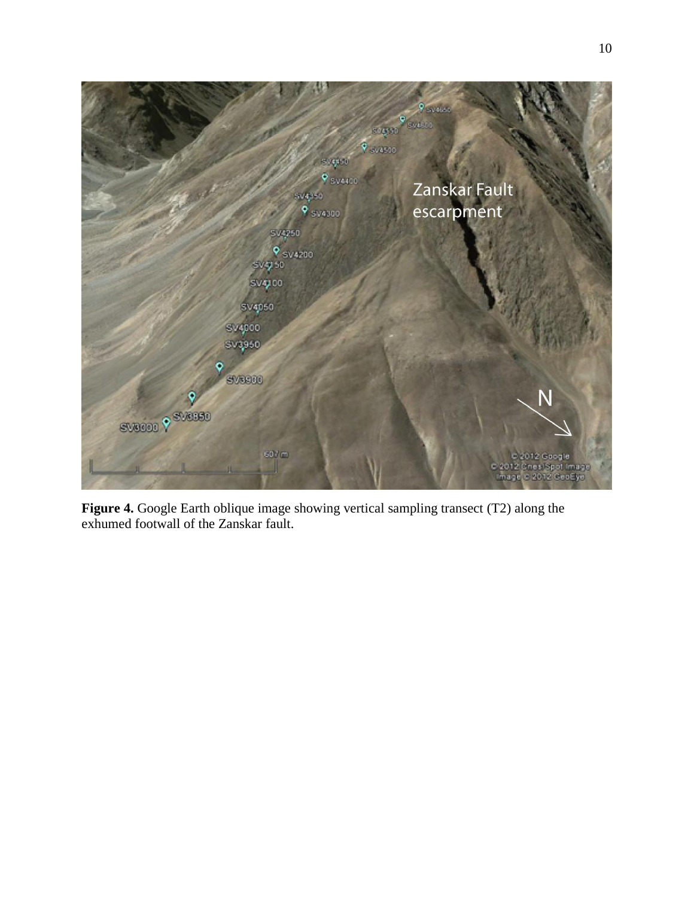**Figure 4.** Google Earth oblique image showing vertical sampling transect (T2) along the exhumed footwall of the Zanskar fault.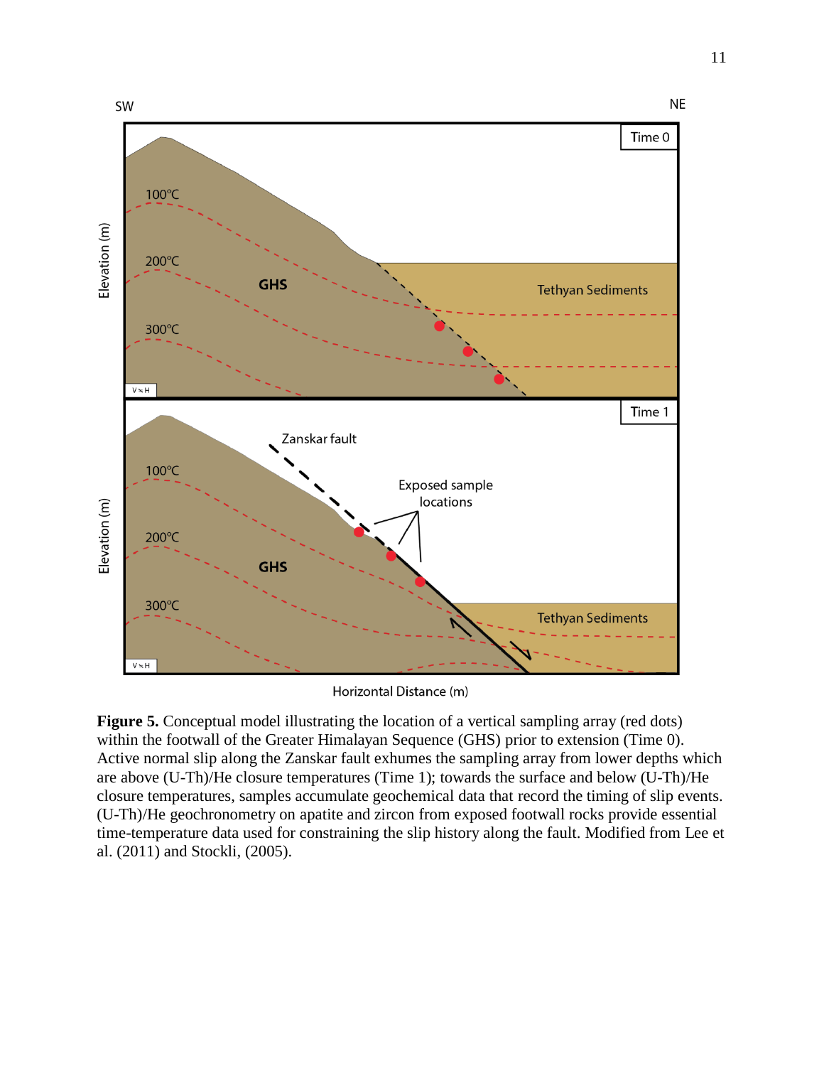**Figure 5.** Conceptual model illustrating the location of a vertical sampling array (red dots) within the footwall of the Greater Himalayan Sequence (GHS) prior to extension (Time 0). Active normal slip along the Zanskar fault exhumes the sampling array from lower depths which are above (U-Th)/He closure temperatures (Time 1); towards the surface and below (U-Th)/He closure temperatures, samples accumulate geochemical data that record the timing of slip events. (U-Th)/He geochronometry on apatite and zircon from exposed footwall rocks provide essential time-temperature data used for constraining the slip history along the fault. Modified from Lee et al. (2011) and Stockli, (2005).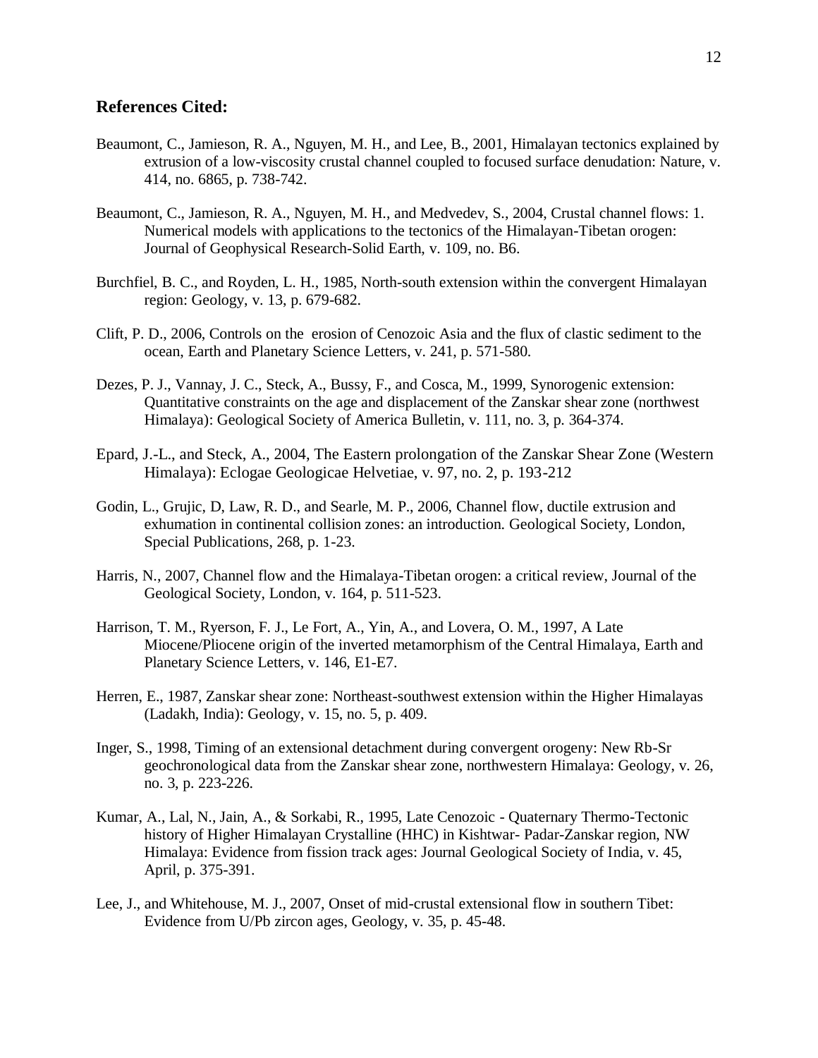## References Cited:

Beaumont, C., Jamieson, R. A., Nguyen, M. H., and Lee, B., 2001, Himalayan tectonics explained by extrusion of a low-viscosity crustal channel coupled to focused surface denudation: Nature, v. 414, no. 6865, p. 738-742.

Beaumont, C., Jamieson, R. A., Nguyen, M. H., and Medvedev, S., 2004, Crustal channel flows: 1. Numerical models with applications to the tectonics of the Himalayan-Tibetan orogen: Journal of Geophysical Research-Solid Earth, v. 109, no. B6.

Burchfiel, B. C., and Royden, L. H., 1985, North-south extension within the convergent Himalayan region: Geology, v. 13, p. 679-682.

Clift, P. D., 2006, Controls on the erosion of Cenozoic Asia and the flux of clastic sediment to the ocean, Earth and Planetary Science Letters, v. 241, p. 571-580.

Dezes, P. J., Vannay, J. C., Steck, A., Bussy, F., and Cosca, M., 1999, Synorogenic extension: Quantitative constraints on the age and displacement of the Zanskar shear zone (northwest Himalaya): Geological Society of America Bulletin, v. 111, no. 3, p. 364-374.

Epard, J.-L., and Steck, A., 2004, The Eastern prolongation of the Zanskar Shear Zone (Western Himalaya): Eclogae Geologicae Helvetiae, v. 97, no. 2, p. 193-212

Godin, L., Grujic, D, Law, R. D., and Searle, M. P., 2006, Channel flow, ductile extrusion and exhumation in continental collision zones: an introduction. Geological Society, London, Special Publications, 268, p. 1-23.

Harris, N., 2007, Channel flow and the Himalaya-Tibetan orogen: a critical review, Journal of the Geological Society, London, v. 164, p. 511-523.

Harrison, T. M., Ryerson, F. J., Le Fort, A., Yin, A., and Lovera, O. M., 1997, A Late Miocene/Pliocene origin of the inverted metamorphism of the Central Himalaya, Earth and Planetary Science Letters, v. 146, E1-E7.

Herren, E., 1987, Zanskar shear zone: Northeast-southwest extension within the Higher Himalayas (Ladakh, India): Geology, v. 15, no. 5, p. 409.

Inger, S., 1998, Timing of an extensional detachment during convergent orogeny: New Rb-Sr geochronological data from the Zanskar shear zone, northwestern Himalaya: Geology, v. 26, no. 3, p. 223-226.

Kumar, A., Lal, N., Jain, A., & Sorkabi, R., 1995, Late Cenozoic - Quaternary Thermo-Tectonic history of Higher Himalayan Crystalline (HHC) in Kishtwar- Padar-Zanskar region, NW Himalaya: Evidence from fission track ages: Journal Geological Society of India, v. 45, April, p. 375-391.

Lee, J., and Whitehouse, M. J., 2007, Onset of mid-crustal extensional flow in southern Tibet: Evidence from U/Pb zircon ages, Geology, v. 35, p. 45-48.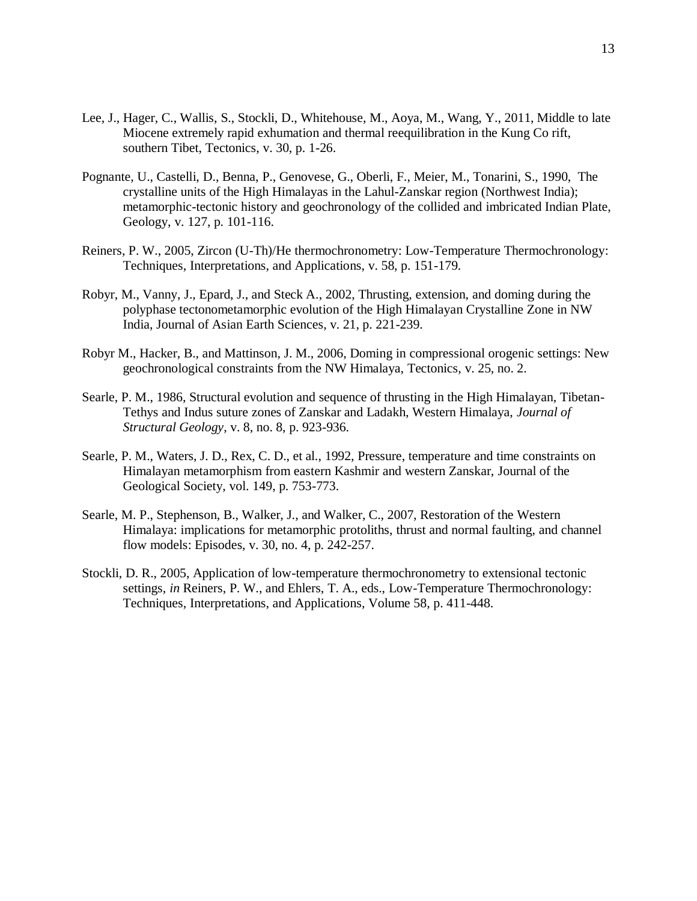Lee, J., Hager, C., Wallis, S., Stockli, D., Whitehouse, M., Aoya, M., Wang, Y., 2011, Middle to late Miocene extremely rapid exhumation and thermal reequilibration in the Kung Co rift, southern Tibet, Tectonics, v. 30, p. 1-26.

Pognante, U., Castelli, D., Benna, P., Genovese, G., Oberli, F., Meier, M., Tonarini, S., 1990, The crystalline units of the High Himalayas in the Lahul-Zanskar region (Northwest India); metamorphic-tectonic history and geochronology of the collided and imbricated Indian Plate, Geology, v. 127, p. 101-116.

Reiners, P. W., 2005, Zircon (U-Th)/He thermochronometry: Low-Temperature Thermochronology: Techniques, Interpretations, and Applications, v. 58, p. 151-179.

Robyr, M., Vanny, J., Epard, J., and Steck A., 2002, Thrusting, extension, and doming during the polyphase tectonometamorphic evolution of the High Himalayan Crystalline Zone in NW India, Journal of Asian Earth Sciences, v. 21, p. 221-239.

Robyr M., Hacker, B., and Mattinson, J. M., 2006, Doming in compressional orogenic settings: New geochronological constraints from the NW Himalaya, Tectonics, v. 25, no. 2.

Searle, P. M., 1986, Structural evolution and sequence of thrusting in the High Himalayan, Tibetan-Tethys and Indus suture zones of Zanskar and Ladakh, Western Himalaya, *Journal of Structural Geology*, v. 8, no. 8, p. 923-936.

Searle, P. M., Waters, J. D., Rex, C. D., et al., 1992, Pressure, temperature and time constraints on Himalayan metamorphism from eastern Kashmir and western Zanskar, Journal of the Geological Society, vol. 149, p. 753-773.

Searle, M. P., Stephenson, B., Walker, J., and Walker, C., 2007, Restoration of the Western Himalaya: implications for metamorphic protoliths, thrust and normal faulting, and channel flow models: Episodes, v. 30, no. 4, p. 242-257.

Stockli, D. R., 2005, Application of low-temperature thermochronometry to extensional tectonic settings, *in* Reiners, P. W., and Ehlers, T. A., eds., Low-Temperature Thermochronology: Techniques, Interpretations, and Applications, Volume 58, p. 411-448.